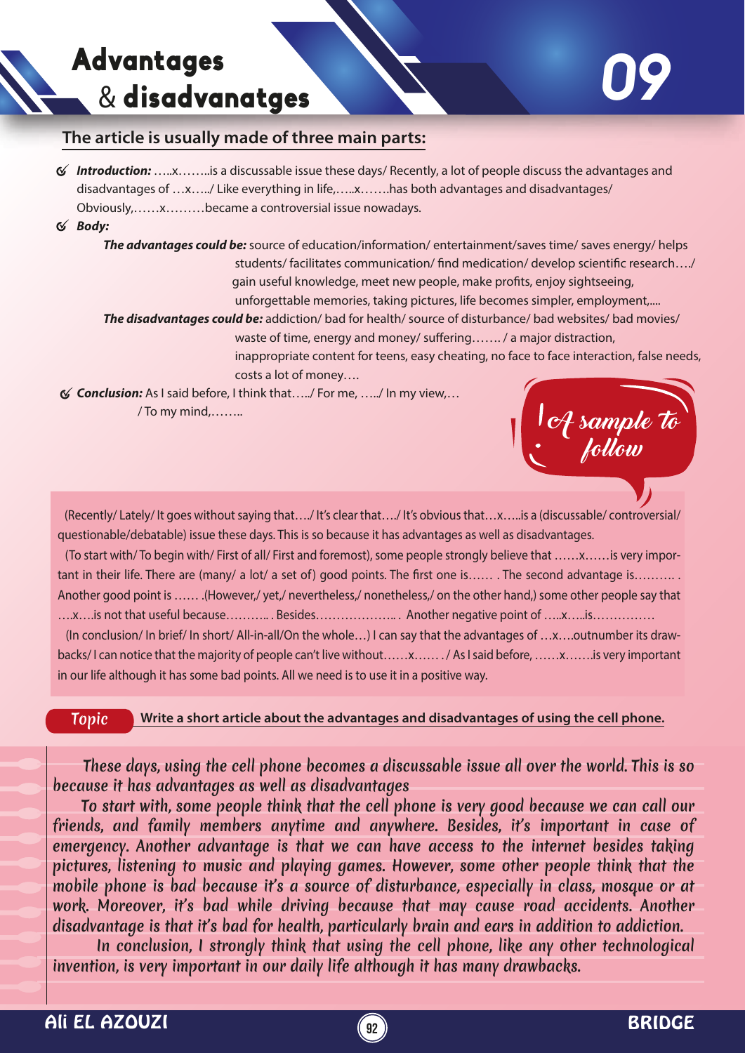# Advantages & disadvanatges

**09**

## The article is usually made of three main parts:

- ***Introduction:*** …..x……..is a discussable issue these days/ Recently, a lot of people discuss the advantages and disadvantages of …x…../ Like everything in life,…..x…….has both advantages and disadvantages/ Obviously,……x………became a controversial issue nowadays.
- ***Body:***

  ***The advantages could be:*** source of education/information/ entertainment/saves time/ saves energy/ helps students/ facilitates communication/ find medication/ develop scientific research…./ gain useful knowledge, meet new people, make profits, enjoy sightseeing, unforgettable memories, taking pictures, life becomes simpler, employment,....

  ***The disadvantages could be:*** addiction/ bad for health/ source of disturbance/ bad websites/ bad movies/ waste of time, energy and money/ suffering……. / a major distraction, inappropriate content for teens, easy cheating, no face to face interaction, false needs, costs a lot of money….
- ***Conclusion:*** As I said before, I think that…../ For me, …../ In my view,… / To my mind,……..

*A sample to follow*

(Recently/ Lately/ It goes without saying that…./ It's clear that…./ It's obvious that…x…..is a (discussable/ controversial/ questionable/debatable) issue these days. This is so because it has advantages as well as disadvantages.

(To start with/ To begin with/ First of all/ First and foremost), some people strongly believe that ……x……is very important in their life. There are (many/ a lot/ a set of) good points. The first one is…… . The second advantage is………. . Another good point is …… .(However,/ yet,/ nevertheless,/ nonetheless,/ on the other hand,) some other people say that ….x….is not that useful because……….. . Besides……………….. . Another negative point of …..x…..is……………

(In conclusion/ In brief/ In short/ All-in-all/On the whole…) I can say that the advantages of …x….outnumber its drawbacks/ I can notice that the majority of people can't live without……x…… . / As I said before, ……x…….is very important in our life although it has some bad points. All we need is to use it in a positive way.

**Topic** **Write a short article about the advantages and disadvantages of using the cell phone.**

These days, using the cell phone becomes a discussable issue all over the world. This is so because it has advantages as well as disadvantages

To start with, some people think that the cell phone is very good because we can call our friends, and family members anytime and anywhere. Besides, it's important in case of emergency. Another advantage is that we can have access to the internet besides taking pictures, listening to music and playing games. However, some other people think that the mobile phone is bad because it's a source of disturbance, especially in class, mosque or at work. Moreover, it's bad while driving because that may cause road accidents. Another disadvantage is that it's bad for health, particularly brain and ears in addition to addiction.

In conclusion, I strongly think that using the cell phone, like any other technological invention, is very important in our daily life although it has many drawbacks.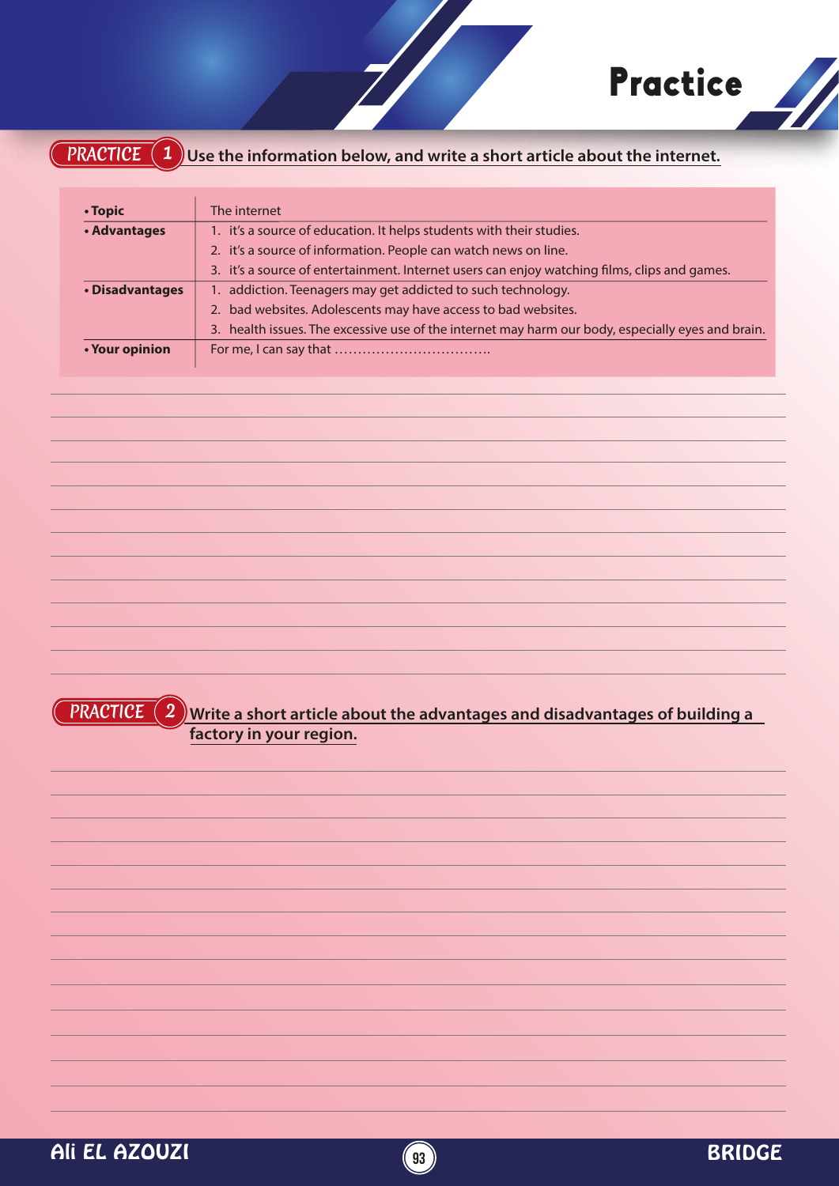# Practice

**PRACTICE 1** Use the information below, and write a short article about the internet.

| | |
|---|---|
| **• Topic** | The internet |
| **• Advantages** | 1. it's a source of education. It helps students with their studies.<br>2. it's a source of information. People can watch news on line.<br>3. it's a source of entertainment. Internet users can enjoy watching films, clips and games. |
| **• Disadvantages** | 1. addiction. Teenagers may get addicted to such technology.<br>2. bad websites. Adolescents may have access to bad websites.<br>3. health issues. The excessive use of the internet may harm our body, especially eyes and brain. |
| **• Your opinion** | For me, I can say that ……………………………. |

**PRACTICE 2** Write a short article about the advantages and disadvantages of building a factory in your region.